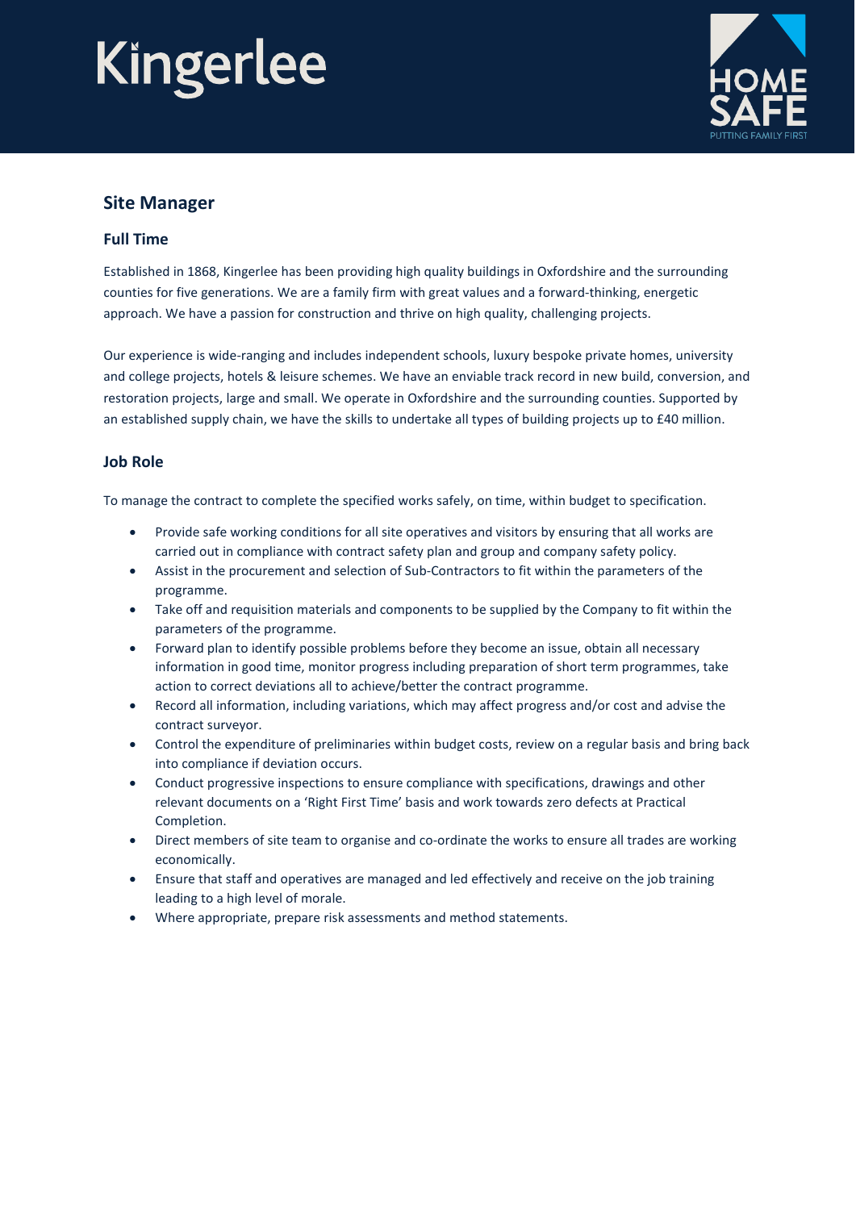# Site Manager

## Full Time

Established in 1868, Kingerlee has been providing high quality buildings in Oxfordshire and the surrounding counties for five generations. We are a family firm with great values and a forward-thinking, energetic approach. We have a passion for construction and thrive on high quality, challenging projects.

Our experience is wide-ranging and includes independent schools, luxury bespoke private homes, university and college projects, hotels & leisure schemes. We have an enviable track record in new build, conversion, and restoration projects, large and small. We operate in Oxfordshire and the surrounding counties. Supported by an established supply chain, we have the skills to undertake all types of building projects up to £40 million.

## Job Role

To manage the contract to complete the specified works safely, on time, within budget to specification.

- Provide safe working conditions for all site operatives and visitors by ensuring that all works are carried out in compliance with contract safety plan and group and company safety policy.
- Assist in the procurement and selection of Sub-Contractors to fit within the parameters of the programme.
- Take off and requisition materials and components to be supplied by the Company to fit within the parameters of the programme.
- Forward plan to identify possible problems before they become an issue, obtain all necessary information in good time, monitor progress including preparation of short term programmes, take action to correct deviations all to achieve/better the contract programme.
- Record all information, including variations, which may affect progress and/or cost and advise the contract surveyor.
- Control the expenditure of preliminaries within budget costs, review on a regular basis and bring back into compliance if deviation occurs.
- Conduct progressive inspections to ensure compliance with specifications, drawings and other relevant documents on a 'Right First Time' basis and work towards zero defects at Practical Completion.
- Direct members of site team to organise and co-ordinate the works to ensure all trades are working economically.
- Ensure that staff and operatives are managed and led effectively and receive on the job training leading to a high level of morale.
- Where appropriate, prepare risk assessments and method statements.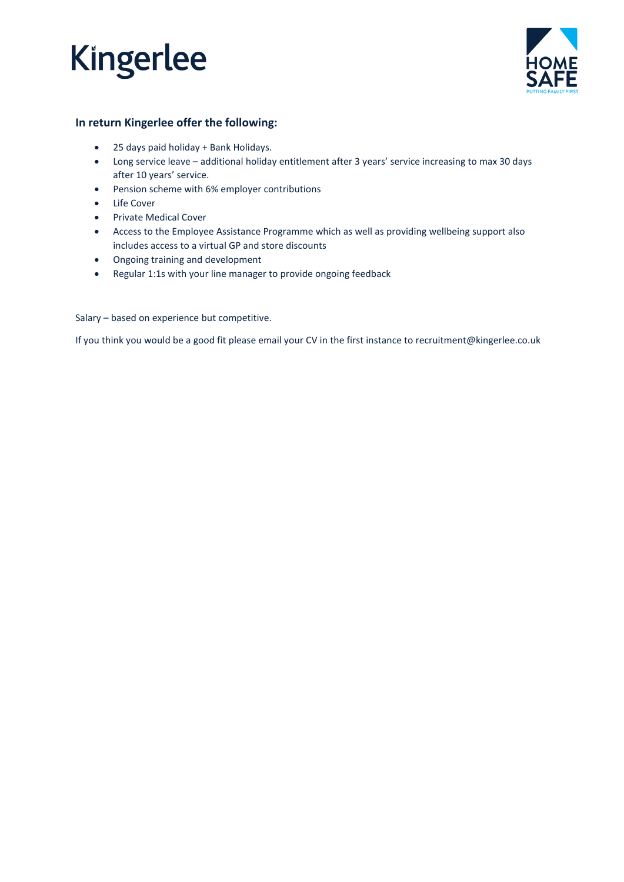### In return Kingerlee offer the following:

- 25 days paid holiday + Bank Holidays.
- Long service leave – additional holiday entitlement after 3 years' service increasing to max 30 days after 10 years' service.
- Pension scheme with 6% employer contributions
- Life Cover
- Private Medical Cover
- Access to the Employee Assistance Programme which as well as providing wellbeing support also includes access to a virtual GP and store discounts
- Ongoing training and development
- Regular 1:1s with your line manager to provide ongoing feedback

Salary – based on experience but competitive.

If you think you would be a good fit please email your CV in the first instance to recruitment@kingerlee.co.uk